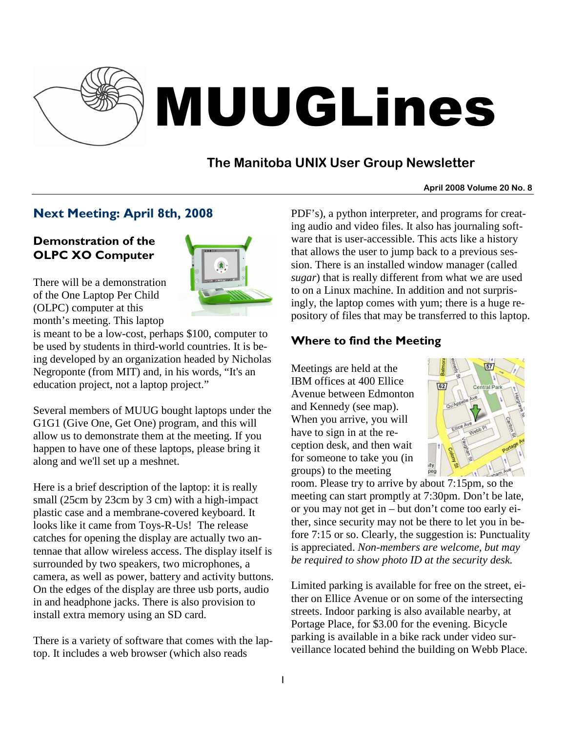# MUUGLines

## The Manitoba UNIX User Group Newsletter

**April 2008 Volume 20 No. 8**

## Next Meeting: April 8th, 2008

### Demonstration of the OLPC XO Computer

There will be a demonstration of the One Laptop Per Child (OLPC) computer at this month's meeting. This laptop is meant to be a low-cost, perhaps $100, computer to be used by students in third-world countries. It is being developed by an organization headed by Nicholas Negroponte (from MIT) and, in his words, "It's an education project, not a laptop project."

Several members of MUUG bought laptops under the G1G1 (Give One, Get One) program, and this will allow us to demonstrate them at the meeting. If you happen to have one of these laptops, please bring it along and we'll set up a meshnet.

Here is a brief description of the laptop: it is really small (25cm by 23cm by 3 cm) with a high-impact plastic case and a membrane-covered keyboard. It looks like it came from Toys-R-Us! The release catches for opening the display are actually two antennae that allow wireless access. The display itself is surrounded by two speakers, two microphones, a camera, as well as power, battery and activity buttons. On the edges of the display are three usb ports, audio in and headphone jacks. There is also provision to install extra memory using an SD card.

There is a variety of software that comes with the laptop. It includes a web browser (which also reads PDF's), a python interpreter, and programs for creating audio and video files. It also has journaling software that is user-accessible. This acts like a history that allows the user to jump back to a previous session. There is an installed window manager (called *sugar*) that is really different from what we are used to on a Linux machine. In addition and not surprisingly, the laptop comes with yum; there is a huge repository of files that may be transferred to this laptop.

### Where to find the Meeting

Meetings are held at the IBM offices at 400 Ellice Avenue between Edmonton and Kennedy (see map). When you arrive, you will have to sign in at the reception desk, and then wait for someone to take you (in groups) to the meeting room. Please try to arrive by about 7:15pm, so the meeting can start promptly at 7:30pm. Don't be late, or you may not get in – but don't come too early either, since security may not be there to let you in before 7:15 or so. Clearly, the suggestion is: Punctuality is appreciated. *Non-members are welcome, but may be required to show photo ID at the security desk.*

Limited parking is available for free on the street, either on Ellice Avenue or on some of the intersecting streets. Indoor parking is also available nearby, at Portage Place, for $3.00 for the evening. Bicycle parking is available in a bike rack under video surveillance located behind the building on Webb Place.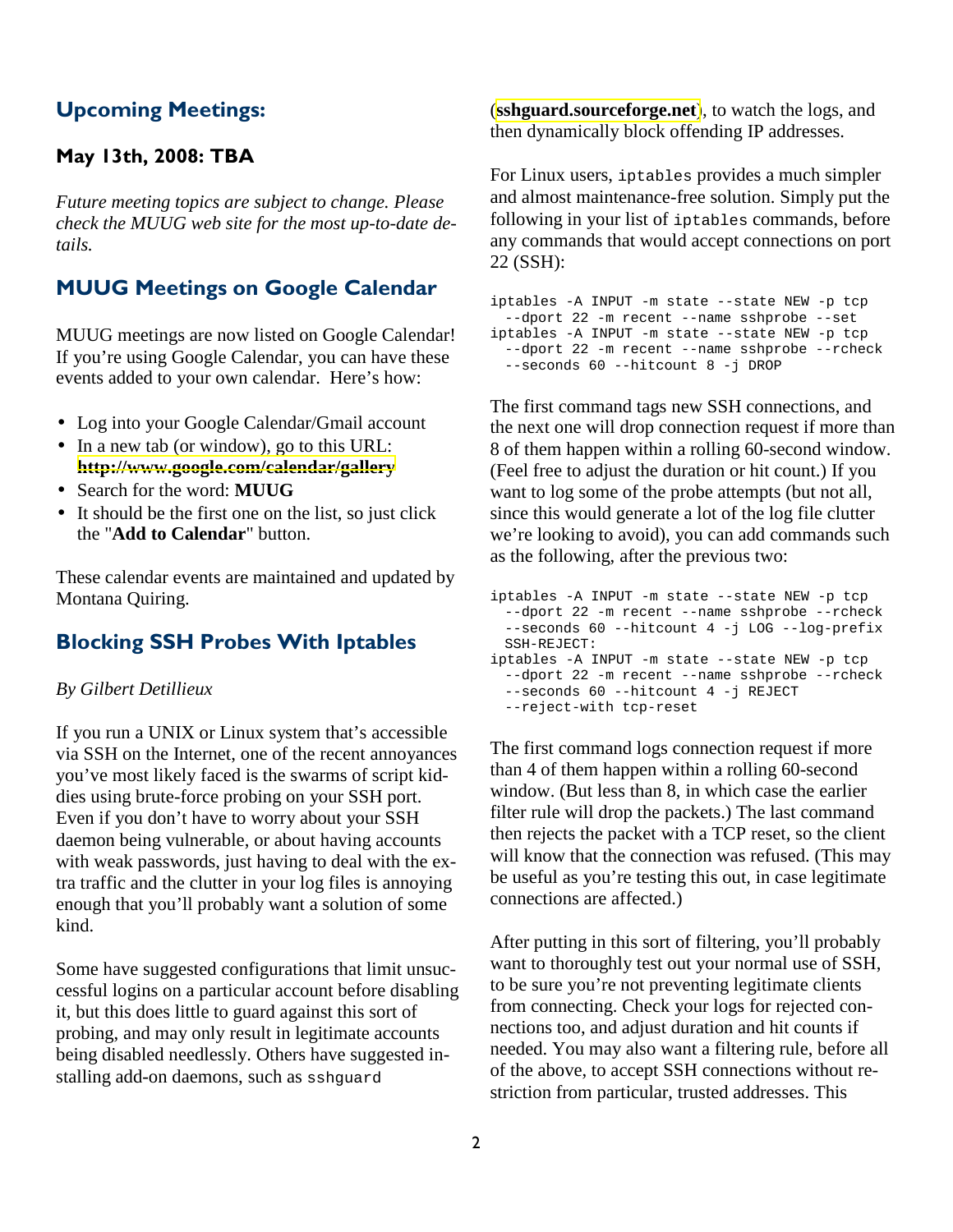## Upcoming Meetings:

### May 13th, 2008: TBA

*Future meeting topics are subject to change. Please check the MUUG web site for the most up-to-date details.*

## MUUG Meetings on Google Calendar

MUUG meetings are now listed on Google Calendar! If you're using Google Calendar, you can have these events added to your own calendar. Here's how:

- Log into your Google Calendar/Gmail account
- In a new tab (or window), go to this URL: **http://www.google.com/calendar/gallery**
- Search for the word: **MUUG**
- It should be the first one on the list, so just click the "**Add to Calendar**" button.

These calendar events are maintained and updated by Montana Quiring.

## Blocking SSH Probes With Iptables

*By Gilbert Detillieux*

If you run a UNIX or Linux system that's accessible via SSH on the Internet, one of the recent annoyances you've most likely faced is the swarms of script kiddies using brute-force probing on your SSH port. Even if you don't have to worry about your SSH daemon being vulnerable, or about having accounts with weak passwords, just having to deal with the extra traffic and the clutter in your log files is annoying enough that you'll probably want a solution of some kind.

Some have suggested configurations that limit unsuccessful logins on a particular account before disabling it, but this does little to guard against this sort of probing, and may only result in legitimate accounts being disabled needlessly. Others have suggested installing add-on daemons, such as `sshguard` (**sshguard.sourceforge.net**), to watch the logs, and then dynamically block offending IP addresses.

For Linux users, `iptables` provides a much simpler and almost maintenance-free solution. Simply put the following in your list of `iptables` commands, before any commands that would accept connections on port 22 (SSH):

```
iptables -A INPUT -m state --state NEW -p tcp
  --dport 22 -m recent --name sshprobe --set
iptables -A INPUT -m state --state NEW -p tcp
  --dport 22 -m recent --name sshprobe --rcheck
  --seconds 60 --hitcount 8 -j DROP
```

The first command tags new SSH connections, and the next one will drop connection request if more than 8 of them happen within a rolling 60-second window. (Feel free to adjust the duration or hit count.) If you want to log some of the probe attempts (but not all, since this would generate a lot of the log file clutter we're looking to avoid), you can add commands such as the following, after the previous two:

```
iptables -A INPUT -m state --state NEW -p tcp
  --dport 22 -m recent --name sshprobe --rcheck
  --seconds 60 --hitcount 4 -j LOG --log-prefix
  SSH-REJECT:
iptables -A INPUT -m state --state NEW -p tcp
  --dport 22 -m recent --name sshprobe --rcheck
  --seconds 60 --hitcount 4 -j REJECT
  --reject-with tcp-reset
```

The first command logs connection request if more than 4 of them happen within a rolling 60-second window. (But less than 8, in which case the earlier filter rule will drop the packets.) The last command then rejects the packet with a TCP reset, so the client will know that the connection was refused. (This may be useful as you're testing this out, in case legitimate connections are affected.)

After putting in this sort of filtering, you'll probably want to thoroughly test out your normal use of SSH, to be sure you're not preventing legitimate clients from connecting. Check your logs for rejected connections too, and adjust duration and hit counts if needed. You may also want a filtering rule, before all of the above, to accept SSH connections without restriction from particular, trusted addresses. This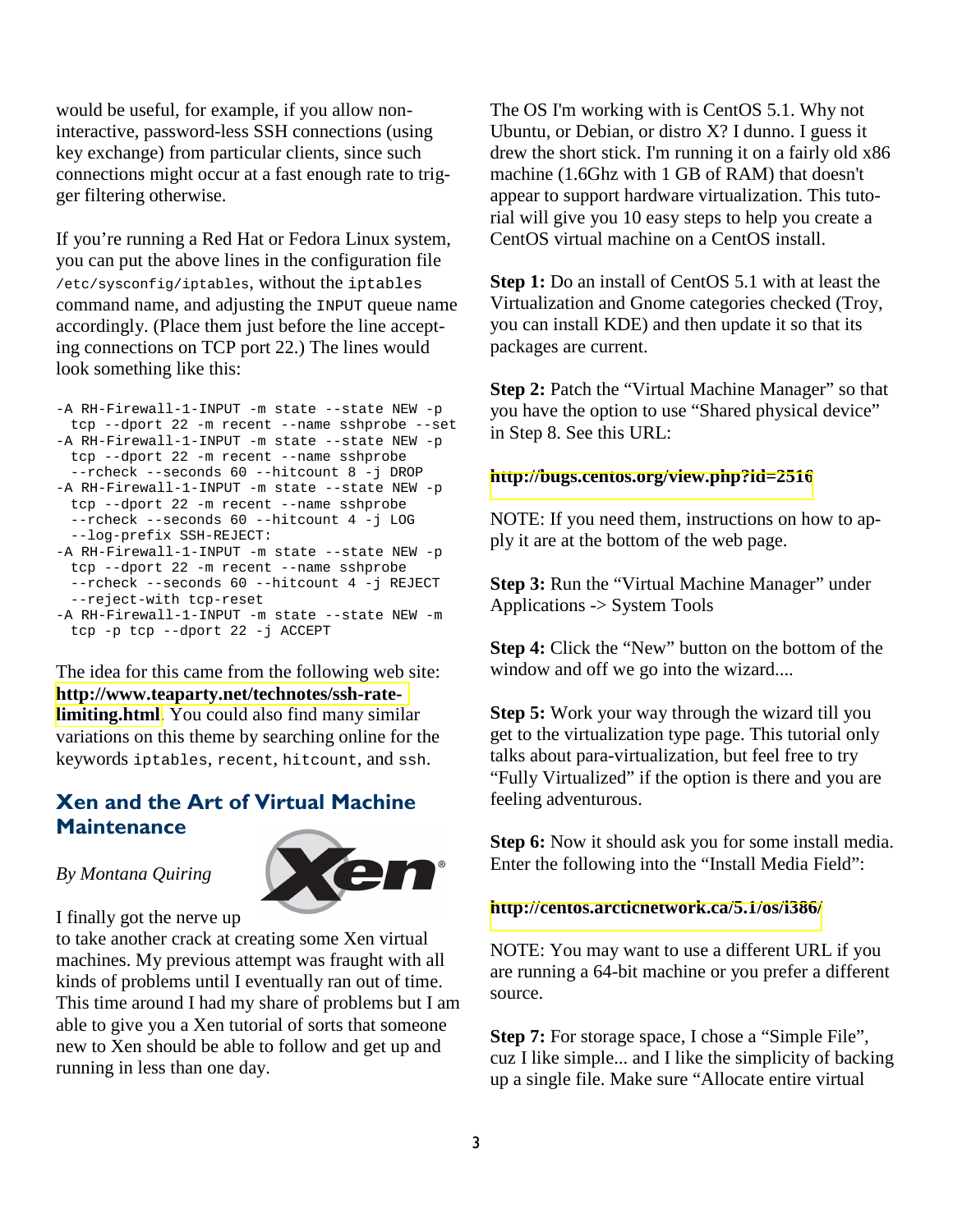would be useful, for example, if you allow non-interactive, password-less SSH connections (using key exchange) from particular clients, since such connections might occur at a fast enough rate to trigger filtering otherwise.

If you're running a Red Hat or Fedora Linux system, you can put the above lines in the configuration file `/etc/sysconfig/iptables`, without the `iptables` command name, and adjusting the `INPUT` queue name accordingly. (Place them just before the line accepting connections on TCP port 22.) The lines would look something like this:

```
-A RH-Firewall-1-INPUT -m state --state NEW -p
  tcp --dport 22 -m recent --name sshprobe --set
-A RH-Firewall-1-INPUT -m state --state NEW -p
  tcp --dport 22 -m recent --name sshprobe
  --rcheck --seconds 60 --hitcount 8 -j DROP
-A RH-Firewall-1-INPUT -m state --state NEW -p
  tcp --dport 22 -m recent --name sshprobe
  --rcheck --seconds 60 --hitcount 4 -j LOG
  --log-prefix SSH-REJECT:
-A RH-Firewall-1-INPUT -m state --state NEW -p
  tcp --dport 22 -m recent --name sshprobe
  --rcheck --seconds 60 --hitcount 4 -j REJECT
  --reject-with tcp-reset
-A RH-Firewall-1-INPUT -m state --state NEW -m
  tcp -p tcp --dport 22 -j ACCEPT
```

The idea for this came from the following web site: **http://www.teaparty.net/technotes/ssh-rate-limiting.html**. You could also find many similar variations on this theme by searching online for the keywords `iptables`, `recent`, `hitcount`, and `ssh`.

## Xen and the Art of Virtual Machine Maintenance

*By Montana Quiring*

I finally got the nerve up to take another crack at creating some Xen virtual machines. My previous attempt was fraught with all kinds of problems until I eventually ran out of time. This time around I had my share of problems but I am able to give you a Xen tutorial of sorts that someone new to Xen should be able to follow and get up and running in less than one day.

The OS I'm working with is CentOS 5.1. Why not Ubuntu, or Debian, or distro X? I dunno. I guess it drew the short stick. I'm running it on a fairly old x86 machine (1.6Ghz with 1 GB of RAM) that doesn't appear to support hardware virtualization. This tutorial will give you 10 easy steps to help you create a CentOS virtual machine on a CentOS install.

**Step 1:** Do an install of CentOS 5.1 with at least the Virtualization and Gnome categories checked (Troy, you can install KDE) and then update it so that its packages are current.

**Step 2:** Patch the "Virtual Machine Manager" so that you have the option to use "Shared physical device" in Step 8. See this URL:

**http://bugs.centos.org/view.php?id=2516**

NOTE: If you need them, instructions on how to apply it are at the bottom of the web page.

**Step 3:** Run the "Virtual Machine Manager" under Applications -> System Tools

**Step 4:** Click the "New" button on the bottom of the window and off we go into the wizard....

**Step 5:** Work your way through the wizard till you get to the virtualization type page. This tutorial only talks about para-virtualization, but feel free to try "Fully Virtualized" if the option is there and you are feeling adventurous.

**Step 6:** Now it should ask you for some install media. Enter the following into the "Install Media Field":

**http://centos.arcticnetwork.ca/5.1/os/i386/**

NOTE: You may want to use a different URL if you are running a 64-bit machine or you prefer a different source.

**Step 7:** For storage space, I chose a "Simple File", cuz I like simple... and I like the simplicity of backing up a single file. Make sure "Allocate entire virtual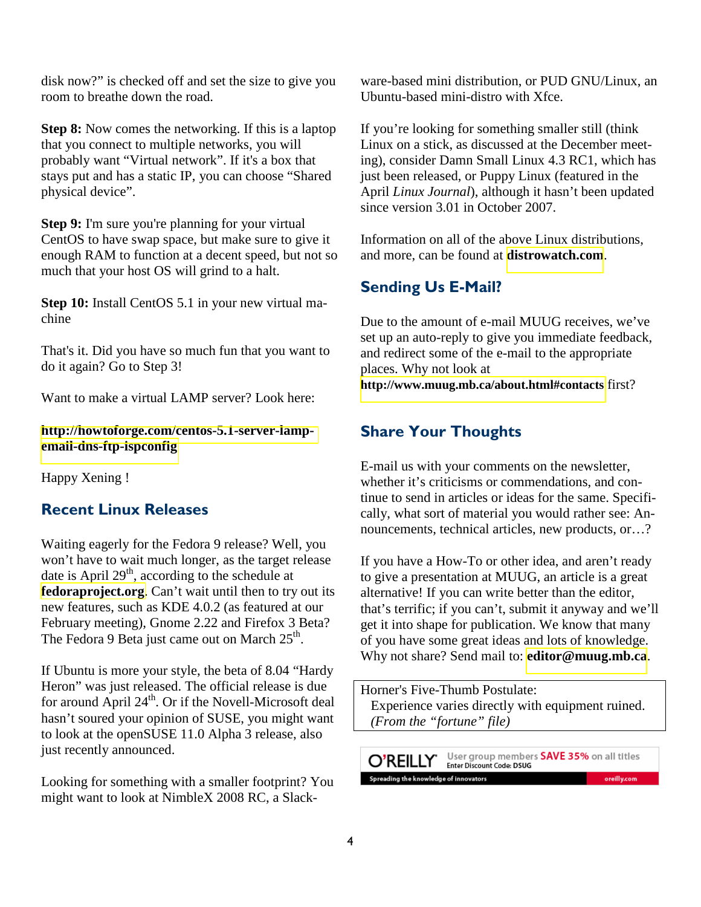disk now?" is checked off and set the size to give you room to breathe down the road.

**Step 8:** Now comes the networking. If this is a laptop that you connect to multiple networks, you will probably want "Virtual network". If it's a box that stays put and has a static IP, you can choose "Shared physical device".

**Step 9:** I'm sure you're planning for your virtual CentOS to have swap space, but make sure to give it enough RAM to function at a decent speed, but not so much that your host OS will grind to a halt.

**Step 10:** Install CentOS 5.1 in your new virtual machine

That's it. Did you have so much fun that you want to do it again? Go to Step 3!

Want to make a virtual LAMP server? Look here:

**http://howtoforge.com/centos-5.1-server-lamp-email-dns-ftp-ispconfig**

Happy Xening !

## Recent Linux Releases

Waiting eagerly for the Fedora 9 release? Well, you won't have to wait much longer, as the target release date is April 29th, according to the schedule at **fedoraproject.org**. Can't wait until then to try out its new features, such as KDE 4.0.2 (as featured at our February meeting), Gnome 2.22 and Firefox 3 Beta? The Fedora 9 Beta just came out on March 25th.

If Ubuntu is more your style, the beta of 8.04 "Hardy Heron" was just released. The official release is due for around April 24th. Or if the Novell-Microsoft deal hasn't soured your opinion of SUSE, you might want to look at the openSUSE 11.0 Alpha 3 release, also just recently announced.

Looking for something with a smaller footprint? You might want to look at NimbleX 2008 RC, a Slackware-based mini distribution, or PUD GNU/Linux, an Ubuntu-based mini-distro with Xfce.

If you're looking for something smaller still (think Linux on a stick, as discussed at the December meeting), consider Damn Small Linux 4.3 RC1, which has just been released, or Puppy Linux (featured in the April *Linux Journal*), although it hasn't been updated since version 3.01 in October 2007.

Information on all of the above Linux distributions, and more, can be found at **distrowatch.com**.

## Sending Us E-Mail?

Due to the amount of e-mail MUUG receives, we've set up an auto-reply to give you immediate feedback, and redirect some of the e-mail to the appropriate places. Why not look at **http://www.muug.mb.ca/about.html#contacts** first?

## Share Your Thoughts

E-mail us with your comments on the newsletter, whether it's criticisms or commendations, and continue to send in articles or ideas for the same. Specifically, what sort of material you would rather see: Announcements, technical articles, new products, or…?

If you have a How-To or other idea, and aren't ready to give a presentation at MUUG, an article is a great alternative! If you can write better than the editor, that's terrific; if you can't, submit it anyway and we'll get it into shape for publication. We know that many of you have some great ideas and lots of knowledge. Why not share? Send mail to: **editor@muug.mb.ca**.

Horner's Five-Thumb Postulate:
Experience varies directly with equipment ruined.
*(From the "fortune" file)*

O'REILLY User group members **SAVE 35%** on all titles
Enter Discount Code: DSUG
Spreading the knowledge of innovators oreilly.com